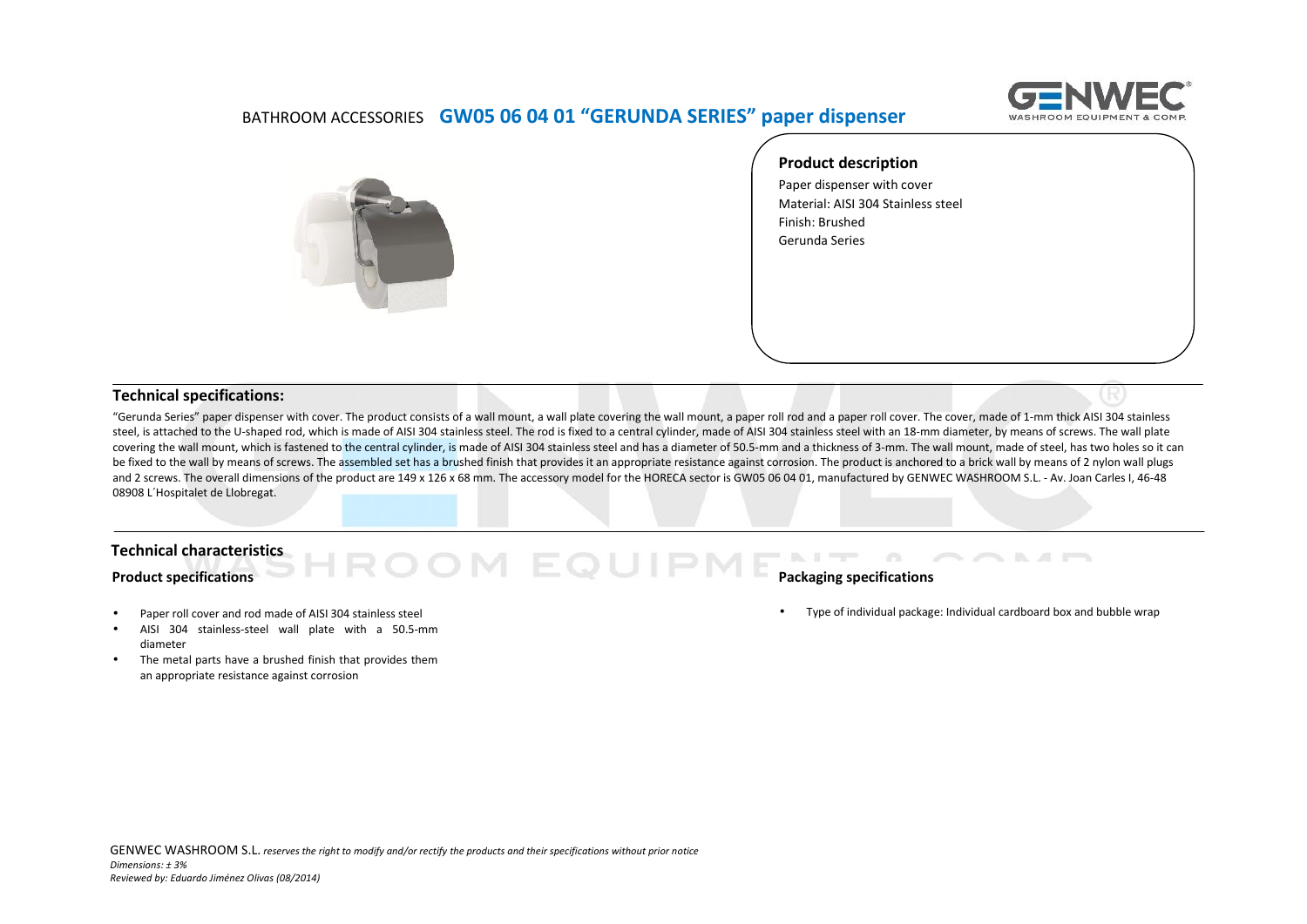BATHROOM ACCESSORIES **GW05 06 04 01 "GERUNDA SERIES" paper dispenser**

### Product description

Paper dispenser with cover
Material: AISI 304 Stainless steel
Finish: Brushed
Gerunda Series

## Technical specifications:

"Gerunda Series" paper dispenser with cover. The product consists of a wall mount, a wall plate covering the wall mount, a paper roll rod and a paper roll cover. The cover, made of 1-mm thick AISI 304 stainless steel, is attached to the U-shaped rod, which is made of AISI 304 stainless steel. The rod is fixed to a central cylinder, made of AISI 304 stainless steel with an 18-mm diameter, by means of screws. The wall plate covering the wall mount, which is fastened to the central cylinder, is made of AISI 304 stainless steel and has a diameter of 50.5-mm and a thickness of 3-mm. The wall mount, made of steel, has two holes so it can be fixed to the wall by means of screws. The assembled set has a brushed finish that provides it an appropriate resistance against corrosion. The product is anchored to a brick wall by means of 2 nylon wall plugs and 2 screws. The overall dimensions of the product are 149 x 126 x 68 mm. The accessory model for the HORECA sector is GW05 06 04 01, manufactured by GENWEC WASHROOM S.L. - Av. Joan Carles I, 46-48 08908 L´Hospitalet de Llobregat.

## Technical characteristics

### Product specifications

- Paper roll cover and rod made of AISI 304 stainless steel
- AISI 304 stainless-steel wall plate with a 50.5-mm diameter
- The metal parts have a brushed finish that provides them an appropriate resistance against corrosion

### Packaging specifications

- Type of individual package: Individual cardboard box and bubble wrap

GENWEC WASHROOM S.L. *reserves the right to modify and/or rectify the products and their specifications without prior notice*
*Dimensions: ± 3%*
*Reviewed by: Eduardo Jiménez Olivas (08/2014)*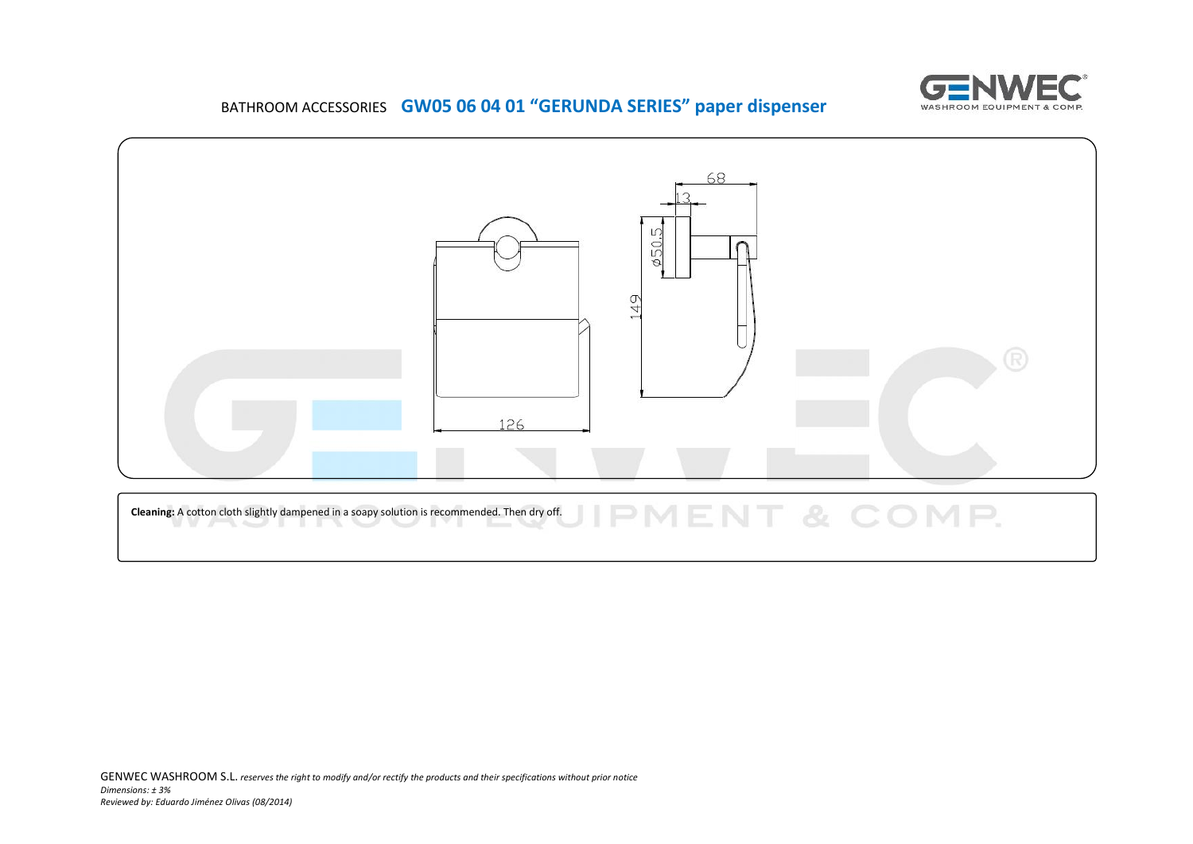BATHROOM ACCESSORIES **GW05 06 04 01 "GERUNDA SERIES" paper dispenser**

68

13

ø50.5

149

126

**Cleaning:** A cotton cloth slightly dampened in a soapy solution is recommended. Then dry off.

GENWEC WASHROOM S.L. *reserves the right to modify and/or rectify the products and their specifications without prior notice*

*Dimensions: ± 3%*

*Reviewed by: Eduardo Jiménez Olivas (08/2014)*